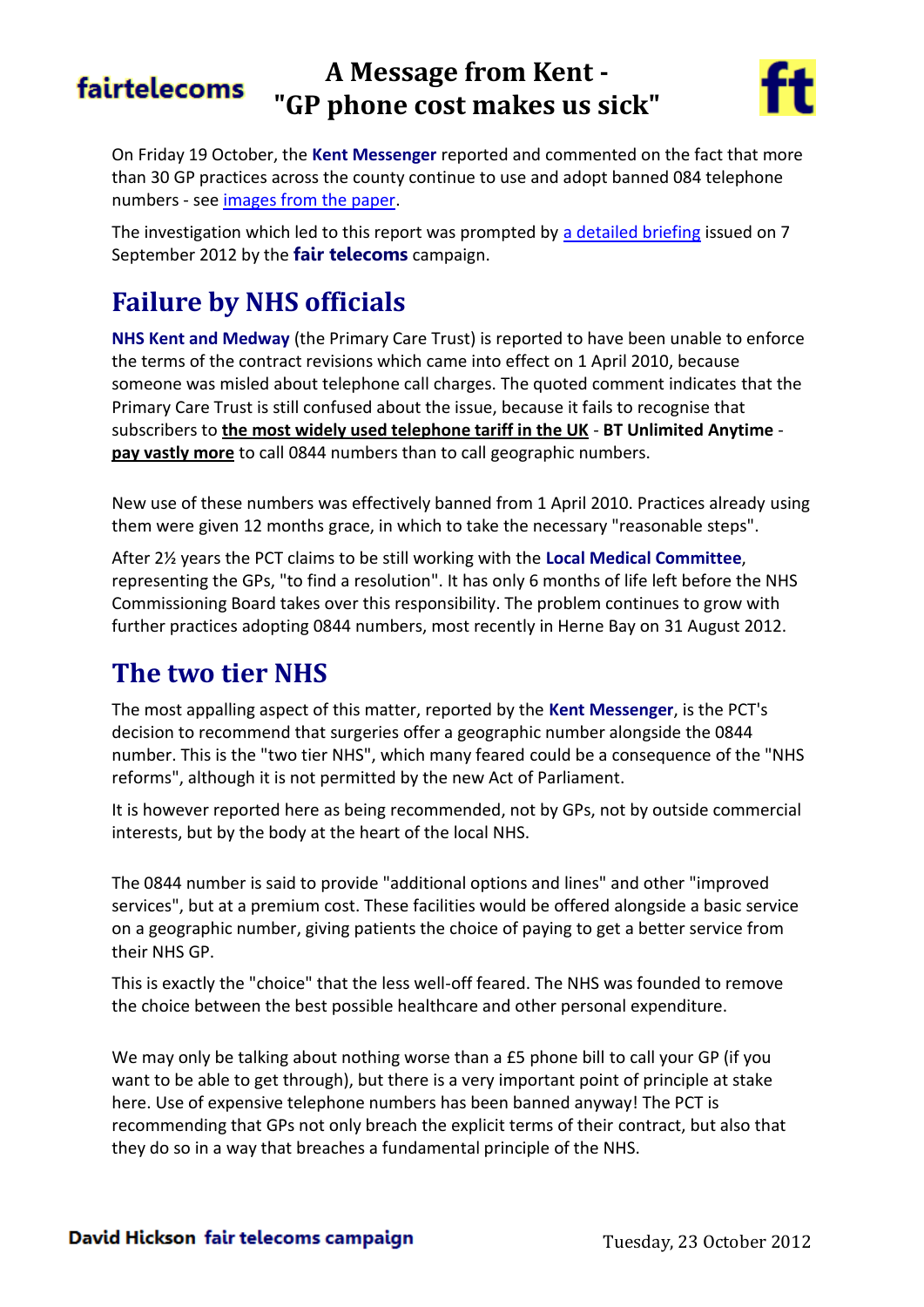# A Message from Kent - "GP phone cost makes us sick"

On Friday 19 October, the **Kent Messenger** reported and commented on the fact that more than 30 GP practices across the county continue to use and adopt banned 084 telephone numbers - see images from the paper.

The investigation which led to this report was prompted by a detailed briefing issued on 7 September 2012 by the **fair telecoms** campaign.

## Failure by NHS officials

**NHS Kent and Medway** (the Primary Care Trust) is reported to have been unable to enforce the terms of the contract revisions which came into effect on 1 April 2010, because someone was misled about telephone call charges. The quoted comment indicates that the Primary Care Trust is still confused about the issue, because it fails to recognise that subscribers to **the most widely used telephone tariff in the UK** - **BT Unlimited Anytime** - **pay vastly more** to call 0844 numbers than to call geographic numbers.

New use of these numbers was effectively banned from 1 April 2010. Practices already using them were given 12 months grace, in which to take the necessary "reasonable steps".

After 2½ years the PCT claims to be still working with the **Local Medical Committee**, representing the GPs, "to find a resolution". It has only 6 months of life left before the NHS Commissioning Board takes over this responsibility. The problem continues to grow with further practices adopting 0844 numbers, most recently in Herne Bay on 31 August 2012.

## The two tier NHS

The most appalling aspect of this matter, reported by the **Kent Messenger**, is the PCT's decision to recommend that surgeries offer a geographic number alongside the 0844 number. This is the "two tier NHS", which many feared could be a consequence of the "NHS reforms", although it is not permitted by the new Act of Parliament.

It is however reported here as being recommended, not by GPs, not by outside commercial interests, but by the body at the heart of the local NHS.

The 0844 number is said to provide "additional options and lines" and other "improved services", but at a premium cost. These facilities would be offered alongside a basic service on a geographic number, giving patients the choice of paying to get a better service from their NHS GP.

This is exactly the "choice" that the less well-off feared. The NHS was founded to remove the choice between the best possible healthcare and other personal expenditure.

We may only be talking about nothing worse than a £5 phone bill to call your GP (if you want to be able to get through), but there is a very important point of principle at stake here. Use of expensive telephone numbers has been banned anyway! The PCT is recommending that GPs not only breach the explicit terms of their contract, but also that they do so in a way that breaches a fundamental principle of the NHS.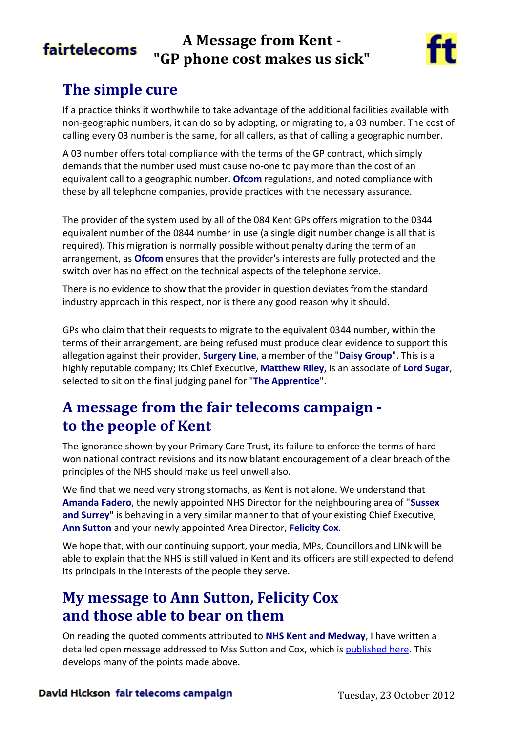## The simple cure

If a practice thinks it worthwhile to take advantage of the additional facilities available with non-geographic numbers, it can do so by adopting, or migrating to, a 03 number. The cost of calling every 03 number is the same, for all callers, as that of calling a geographic number.

A 03 number offers total compliance with the terms of the GP contract, which simply demands that the number used must cause no-one to pay more than the cost of an equivalent call to a geographic number. **Ofcom** regulations, and noted compliance with these by all telephone companies, provide practices with the necessary assurance.

The provider of the system used by all of the 084 Kent GPs offers migration to the 0344 equivalent number of the 0844 number in use (a single digit number change is all that is required). This migration is normally possible without penalty during the term of an arrangement, as **Ofcom** ensures that the provider's interests are fully protected and the switch over has no effect on the technical aspects of the telephone service.

There is no evidence to show that the provider in question deviates from the standard industry approach in this respect, nor is there any good reason why it should.

GPs who claim that their requests to migrate to the equivalent 0344 number, within the terms of their arrangement, are being refused must produce clear evidence to support this allegation against their provider, **Surgery Line**, a member of the "**Daisy Group**". This is a highly reputable company; its Chief Executive, **Matthew Riley**, is an associate of **Lord Sugar**, selected to sit on the final judging panel for "**The Apprentice**".

## A message from the fair telecoms campaign - to the people of Kent

The ignorance shown by your Primary Care Trust, its failure to enforce the terms of hard-won national contract revisions and its now blatant encouragement of a clear breach of the principles of the NHS should make us feel unwell also.

We find that we need very strong stomachs, as Kent is not alone. We understand that **Amanda Fadero**, the newly appointed NHS Director for the neighbouring area of "**Sussex and Surrey**" is behaving in a very similar manner to that of your existing Chief Executive, **Ann Sutton** and your newly appointed Area Director, **Felicity Cox**.

We hope that, with our continuing support, your media, MPs, Councillors and LINk will be able to explain that the NHS is still valued in Kent and its officers are still expected to defend its principals in the interests of the people they serve.

## My message to Ann Sutton, Felicity Cox and those able to bear on them

On reading the quoted comments attributed to **NHS Kent and Medway**, I have written a detailed open message addressed to Mss Sutton and Cox, which is published here. This develops many of the points made above.

**David Hickson** **fair telecoms campaign** Tuesday, 23 October 2012